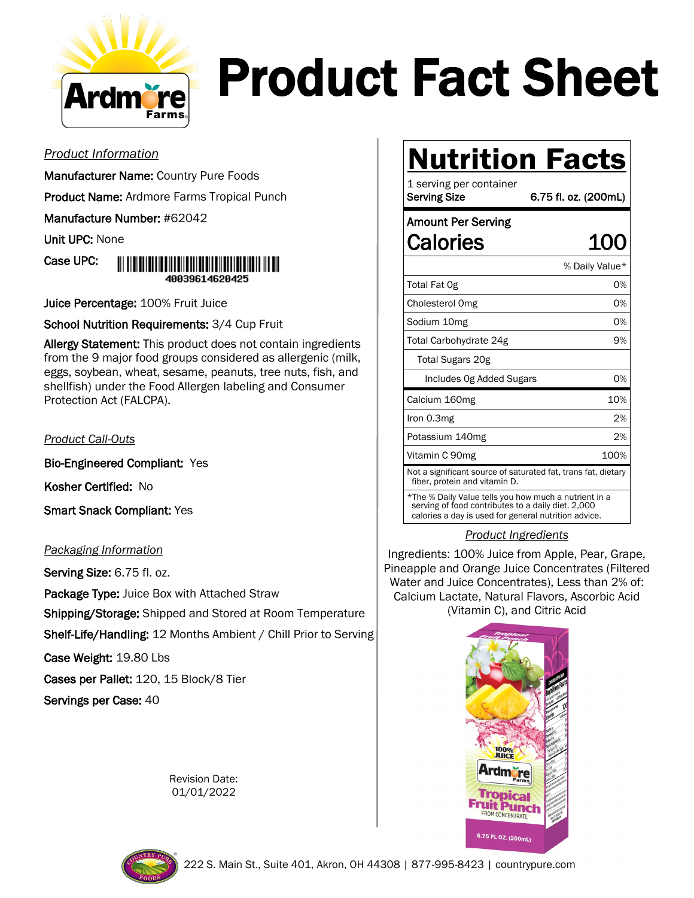# Product Fact Sheet

*Product Information*

**Manufacturer Name:** Country Pure Foods

**Product Name:** Ardmore Farms Tropical Punch

**Manufacture Number:** #62042

**Unit UPC:** None

**Case UPC:** 40039614620425

**Juice Percentage:** 100% Fruit Juice

**School Nutrition Requirements:** 3/4 Cup Fruit

**Allergy Statement:** This product does not contain ingredients from the 9 major food groups considered as allergenic (milk, eggs, soybean, wheat, sesame, peanuts, tree nuts, fish, and shellfish) under the Food Allergen labeling and Consumer Protection Act (FALCPA).

*Product Call-Outs*

**Bio-Engineered Compliant:** Yes

**Kosher Certified:** No

**Smart Snack Compliant:** Yes

*Packaging Information*

**Serving Size:** 6.75 fl. oz.

**Package Type:** Juice Box with Attached Straw

**Shipping/Storage:** Shipped and Stored at Room Temperature

**Shelf-Life/Handling:** 12 Months Ambient / Chill Prior to Serving

**Case Weight:** 19.80 Lbs

**Cases per Pallet:** 120, 15 Block/8 Tier

**Servings per Case:** 40

Revision Date:
01/01/2022

## Nutrition Facts

1 serving per container
**Serving Size** 6.75 fl. oz. (200mL)

| Amount Per Serving | |
|---|---|
| **Calories** | **100** |
| | % Daily Value* |
| Total Fat 0g | 0% |
| Cholesterol 0mg | 0% |
| Sodium 10mg | 0% |
| Total Carbohydrate 24g | 9% |
| Total Sugars 20g | |
| Includes 0g Added Sugars | 0% |
| Calcium 160mg | 10% |
| Iron 0.3mg | 2% |
| Potassium 140mg | 2% |
| Vitamin C 90mg | 100% |

Not a significant source of saturated fat, trans fat, dietary fiber, protein and vitamin D.

*The % Daily Value tells you how much a nutrient in a serving of food contributes to a daily diet. 2,000 calories a day is used for general nutrition advice.

*Product Ingredients*

Ingredients: 100% Juice from Apple, Pear, Grape, Pineapple and Orange Juice Concentrates (Filtered Water and Juice Concentrates), Less than 2% of: Calcium Lactate, Natural Flavors, Ascorbic Acid (Vitamin C), and Citric Acid

222 S. Main St., Suite 401, Akron, OH 44308 | 877-995-8423 | countrypure.com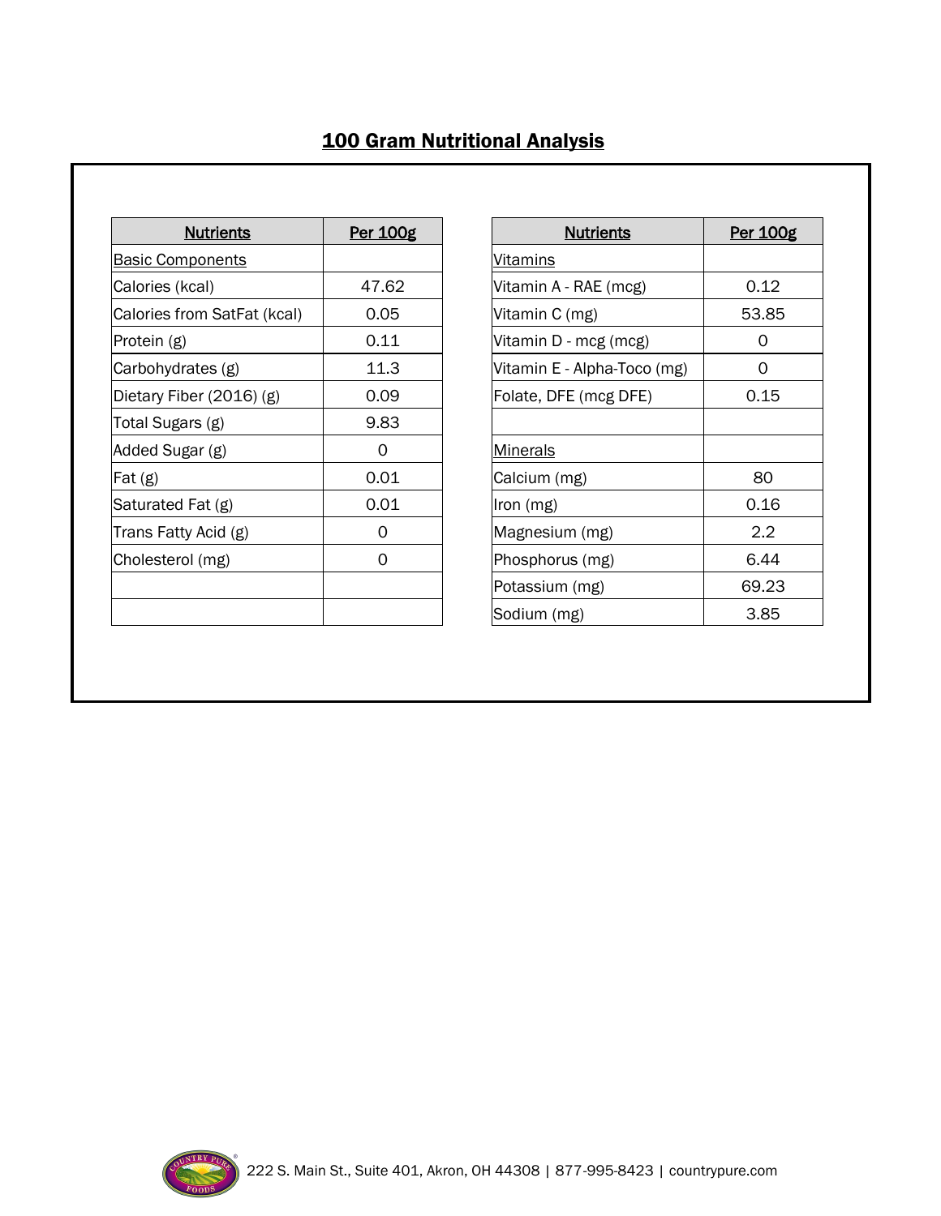# 100 Gram Nutritional Analysis

| Nutrients | Per 100g |
|---|---|
| Basic Components | |
| Calories (kcal) | 47.62 |
| Calories from SatFat (kcal) | 0.05 |
| Protein (g) | 0.11 |
| Carbohydrates (g) | 11.3 |
| Dietary Fiber (2016) (g) | 0.09 |
| Total Sugars (g) | 9.83 |
| Added Sugar (g) | 0 |
| Fat (g) | 0.01 |
| Saturated Fat (g) | 0.01 |
| Trans Fatty Acid (g) | 0 |
| Cholesterol (mg) | 0 |
| | |
| | |

| Nutrients | Per 100g |
|---|---|
| Vitamins | |
| Vitamin A - RAE (mcg) | 0.12 |
| Vitamin C (mg) | 53.85 |
| Vitamin D - mcg (mcg) | 0 |
| Vitamin E - Alpha-Toco (mg) | 0 |
| Folate, DFE (mcg DFE) | 0.15 |
| | |
| Minerals | |
| Calcium (mg) | 80 |
| Iron (mg) | 0.16 |
| Magnesium (mg) | 2.2 |
| Phosphorus (mg) | 6.44 |
| Potassium (mg) | 69.23 |
| Sodium (mg) | 3.85 |

222 S. Main St., Suite 401, Akron, OH 44308 | 877-995-8423 | countrypure.com